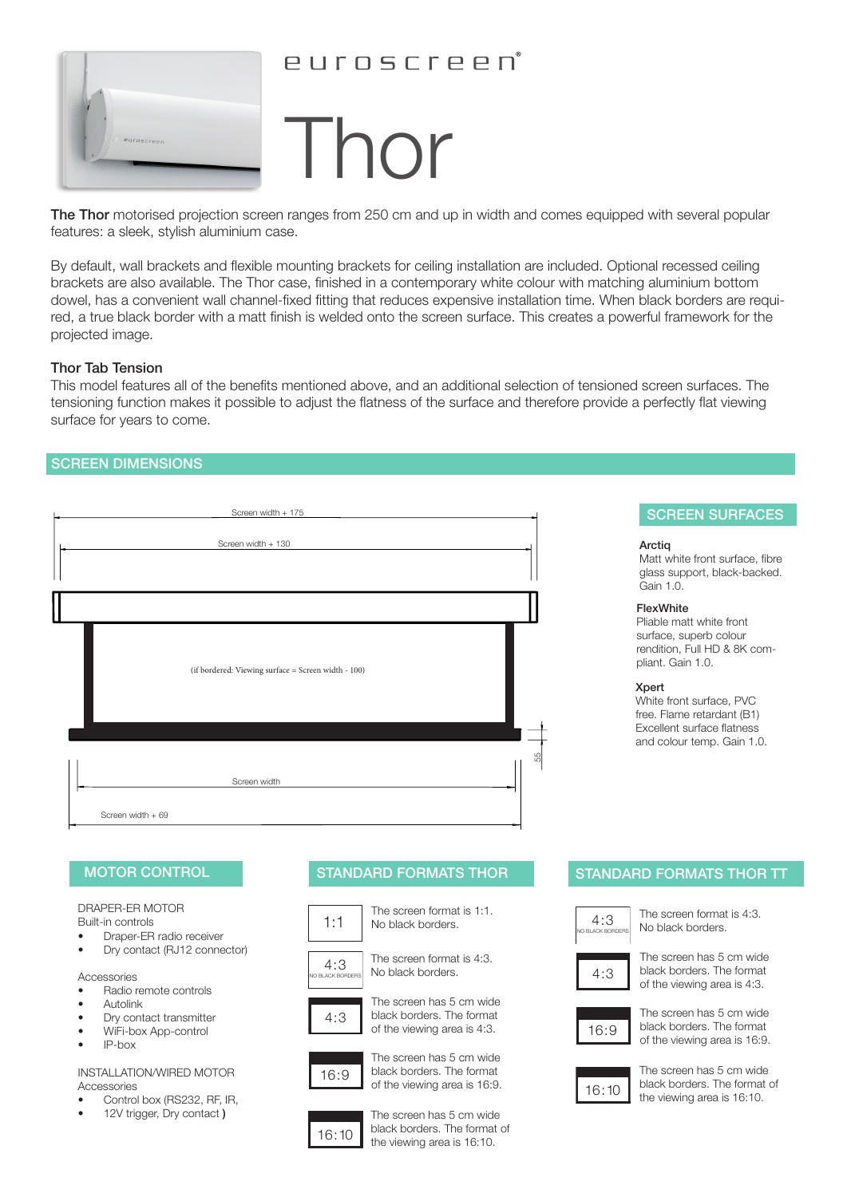# euroscreen

# Thor

**The Thor** motorised projection screen ranges from 250 cm and up in width and comes equipped with several popular features: a sleek, stylish aluminium case.

By default, wall brackets and flexible mounting brackets for ceiling installation are included. Optional recessed ceiling brackets are also available. The Thor case, finished in a contemporary white colour with matching aluminium bottom dowel, has a convenient wall channel-fixed fitting that reduces expensive installation time. When black borders are required, a true black border with a matt finish is welded onto the screen surface. This creates a powerful framework for the projected image.

### Thor Tab Tension

This model features all of the benefits mentioned above, and an additional selection of tensioned screen surfaces. The tensioning function makes it possible to adjust the flatness of the surface and therefore provide a perfectly flat viewing surface for years to come.

## SCREEN DIMENSIONS

Screen width + 175

Screen width + 130

(if bordered: Viewing surface = Screen width - 100)

55

Screen width

Screen width + 69

## SCREEN SURFACES

**Arctiq**
Matt white front surface, fibre glass support, black-backed. Gain 1.0.

**FlexWhite**
Pliable matt white front surface, superb colour rendition, Full HD & 8K compliant. Gain 1.0.

**Xpert**
White front surface, PVC free. Flame retardant (B1) Excellent surface flatness and colour temp. Gain 1.0.

## MOTOR CONTROL

DRAPER-ER MOTOR
Built-in controls

- Draper-ER radio receiver
- Dry contact (RJ12 connector)

Accessories

- Radio remote controls
- Autolink
- Dry contact transmitter
- WiFi-box App-control
- IP-box

INSTALLATION/WIRED MOTOR
Accessories

- Control box (RS232, RF, IR,
- 12V trigger, Dry contact )

## STANDARD FORMATS THOR

| Format | Description |
|---|---|
| 1:1 | The screen format is 1:1. No black borders. |
| 4:3 (NO BLACK BORDERS) | The screen format is 4:3. No black borders. |
| 4:3 | The screen has 5 cm wide black borders. The format of the viewing area is 4:3. |
| 16:9 | The screen has 5 cm wide black borders. The format of the viewing area is 16:9. |
| 16:10 | The screen has 5 cm wide black borders. The format of the viewing area is 16:10. |

## STANDARD FORMATS THOR TT

| Format | Description |
|---|---|
| 4:3 (NO BLACK BORDERS) | The screen format is 4:3. No black borders. |
| 4:3 | The screen has 5 cm wide black borders. The format of the viewing area is 4:3. |
| 16:9 | The screen has 5 cm wide black borders. The format of the viewing area is 16:9. |
| 16:10 | The screen has 5 cm wide black borders. The format of the viewing area is 16:10. |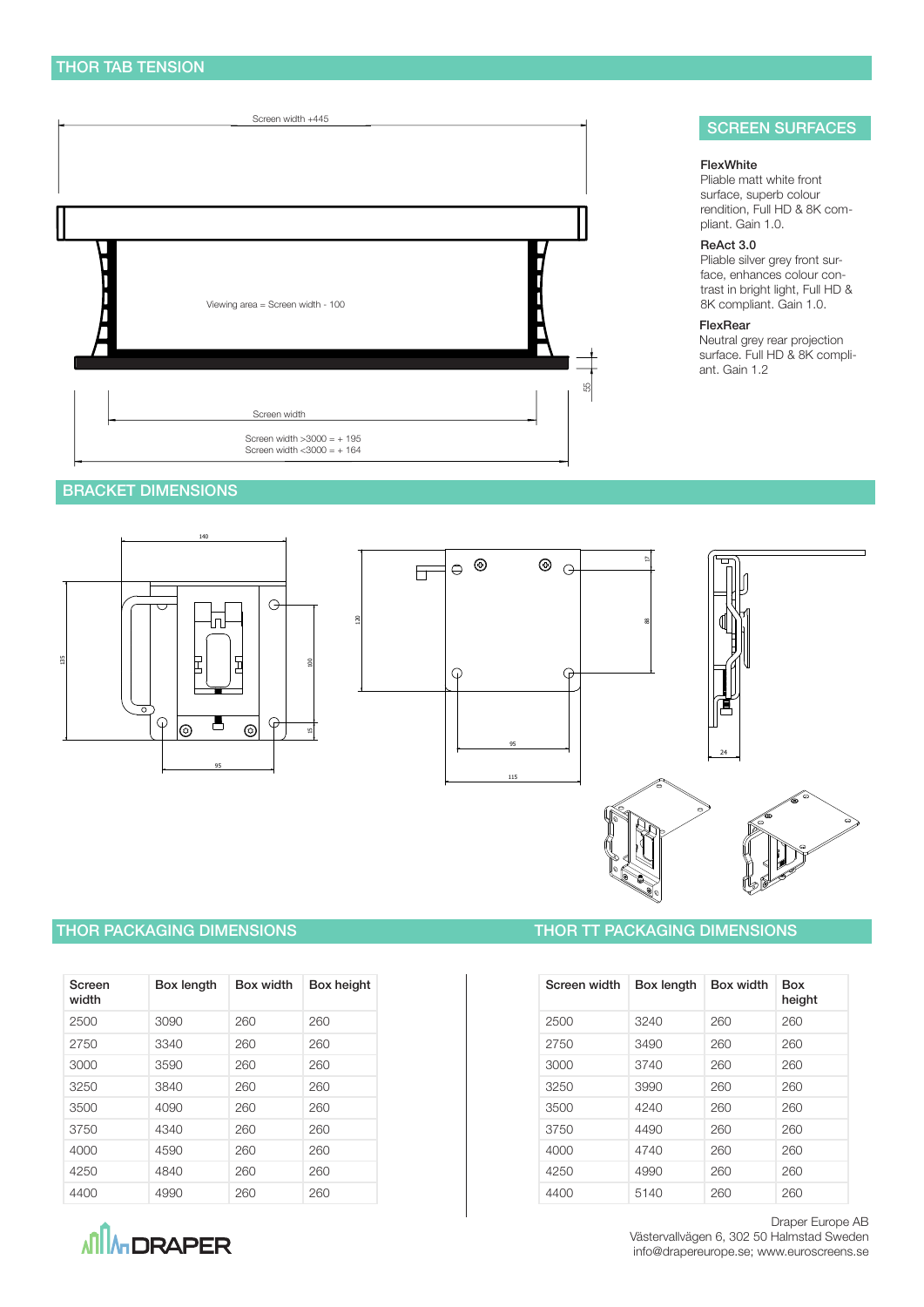## THOR TAB TENSION

Screen width +445

Viewing area = Screen width - 100

55

Screen width

Screen width >3000 = + 195
Screen width <3000 = + 164

## SCREEN SURFACES

**FlexWhite**
Pliable matt white front surface, superb colour rendition, Full HD & 8K compliant. Gain 1.0.

**ReAct 3.0**
Pliable silver grey front surface, enhances colour contrast in bright light, Full HD & 8K compliant. Gain 1.0.

**FlexRear**
Neutral grey rear projection surface. Full HD & 8K compliant. Gain 1.2

## BRACKET DIMENSIONS

140

135

100

15

95

120

17

88

95

115

24

## THOR PACKAGING DIMENSIONS

| Screen width | Box length | Box width | Box height |
|---|---|---|---|
| 2500 | 3090 | 260 | 260 |
| 2750 | 3340 | 260 | 260 |
| 3000 | 3590 | 260 | 260 |
| 3250 | 3840 | 260 | 260 |
| 3500 | 4090 | 260 | 260 |
| 3750 | 4340 | 260 | 260 |
| 4000 | 4590 | 260 | 260 |
| 4250 | 4840 | 260 | 260 |
| 4400 | 4990 | 260 | 260 |

## THOR TT PACKAGING DIMENSIONS

| Screen width | Box length | Box width | Box height |
|---|---|---|---|
| 2500 | 3240 | 260 | 260 |
| 2750 | 3490 | 260 | 260 |
| 3000 | 3740 | 260 | 260 |
| 3250 | 3990 | 260 | 260 |
| 3500 | 4240 | 260 | 260 |
| 3750 | 4490 | 260 | 260 |
| 4000 | 4740 | 260 | 260 |
| 4250 | 4990 | 260 | 260 |
| 4400 | 5140 | 260 | 260 |

DRAPER

Draper Europe AB
Västervallvägen 6, 302 50 Halmstad Sweden
info@drapereurope.se; www.euroscreens.se